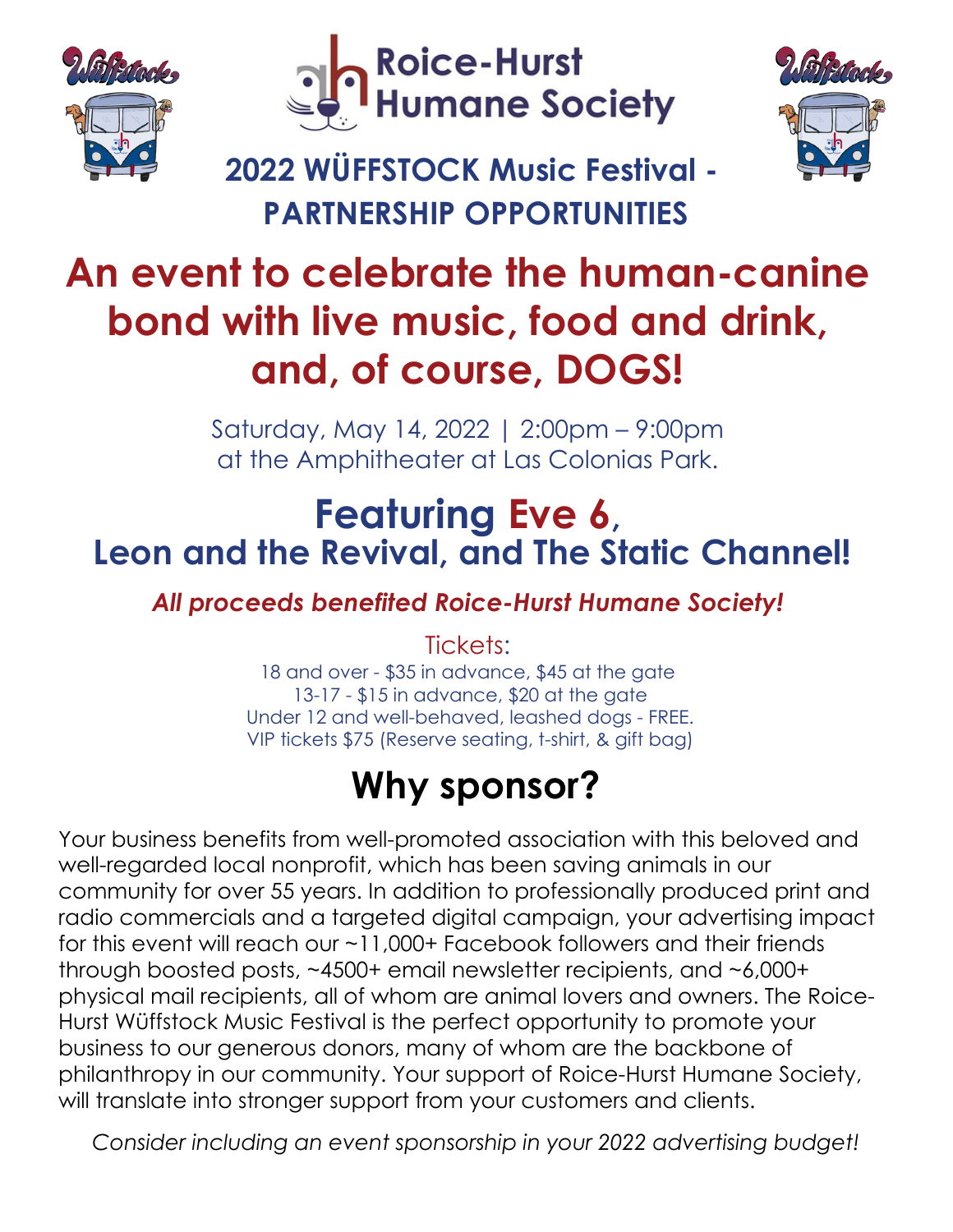# Roice-Hurst Humane Society

## 2022 WÜFFSTOCK Music Festival - PARTNERSHIP OPPORTUNITIES

# An event to celebrate the human-canine bond with live music, food and drink, and, of course, DOGS!

Saturday, May 14, 2022 | 2:00pm – 9:00pm
at the Amphitheater at Las Colonias Park.

## Featuring Eve 6, Leon and the Revival, and The Static Channel!

***All proceeds benefited Roice-Hurst Humane Society!***

Tickets:
18 and over - $35 in advance, $45 at the gate
13-17 - $15 in advance, $20 at the gate
Under 12 and well-behaved, leashed dogs - FREE.
VIP tickets $75 (Reserve seating, t-shirt, & gift bag)

# Why sponsor?

Your business benefits from well-promoted association with this beloved and well-regarded local nonprofit, which has been saving animals in our community for over 55 years. In addition to professionally produced print and radio commercials and a targeted digital campaign, your advertising impact for this event will reach our ~11,000+ Facebook followers and their friends through boosted posts, ~4500+ email newsletter recipients, and ~6,000+ physical mail recipients, all of whom are animal lovers and owners. The Roice-Hurst Wüffstock Music Festival is the perfect opportunity to promote your business to our generous donors, many of whom are the backbone of philanthropy in our community. Your support of Roice-Hurst Humane Society, will translate into stronger support from your customers and clients.

*Consider including an event sponsorship in your 2022 advertising budget!*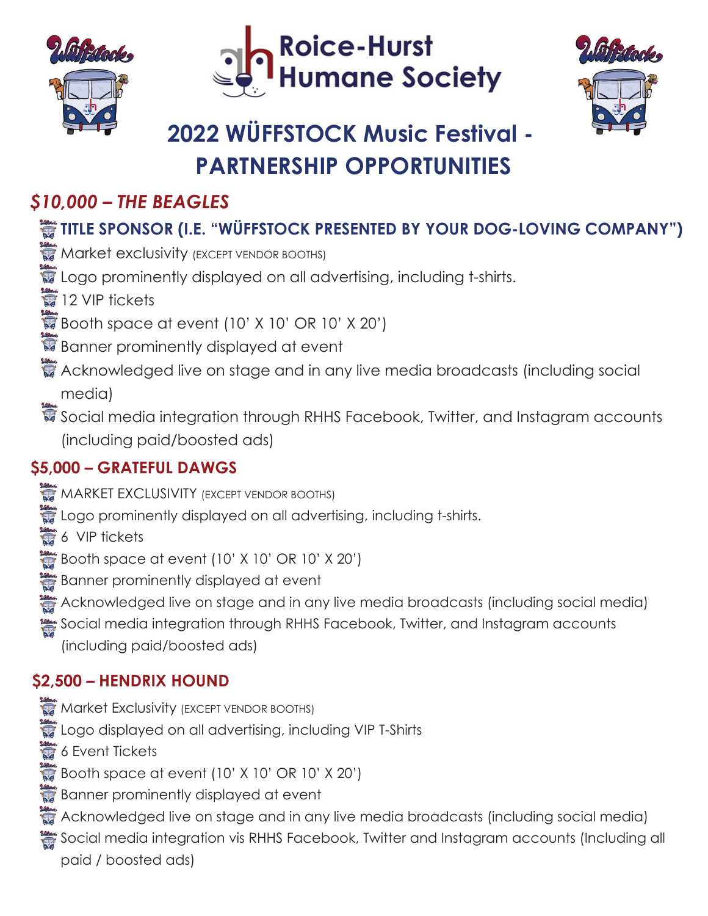# Roice-Hurst Humane Society

## 2022 WÜFFSTOCK Music Festival - PARTNERSHIP OPPORTUNITIES

### *$10,000 – THE BEAGLES*

- **TITLE SPONSOR (I.E. "WÜFFSTOCK PRESENTED BY YOUR DOG-LOVING COMPANY")**
- Market exclusivity (EXCEPT VENDOR BOOTHS)
- Logo prominently displayed on all advertising, including t-shirts.
- 12 VIP tickets
- Booth space at event (10' X 10' OR 10' X 20')
- Banner prominently displayed at event
- Acknowledged live on stage and in any live media broadcasts (including social media)
- Social media integration through RHHS Facebook, Twitter, and Instagram accounts (including paid/boosted ads)

### $5,000 – GRATEFUL DAWGS

- MARKET EXCLUSIVITY (EXCEPT VENDOR BOOTHS)
- Logo prominently displayed on all advertising, including t-shirts.
- 6 VIP tickets
- Booth space at event (10' X 10' OR 10' X 20')
- Banner prominently displayed at event
- Acknowledged live on stage and in any live media broadcasts (including social media)
- Social media integration through RHHS Facebook, Twitter, and Instagram accounts (including paid/boosted ads)

### $2,500 – HENDRIX HOUND

- Market Exclusivity (EXCEPT VENDOR BOOTHS)
- Logo displayed on all advertising, including VIP T-Shirts
- 6 Event Tickets
- Booth space at event (10' X 10' OR 10' X 20')
- Banner prominently displayed at event
- Acknowledged live on stage and in any live media broadcasts (including social media)
- Social media integration vis RHHS Facebook, Twitter and Instagram accounts (Including all paid / boosted ads)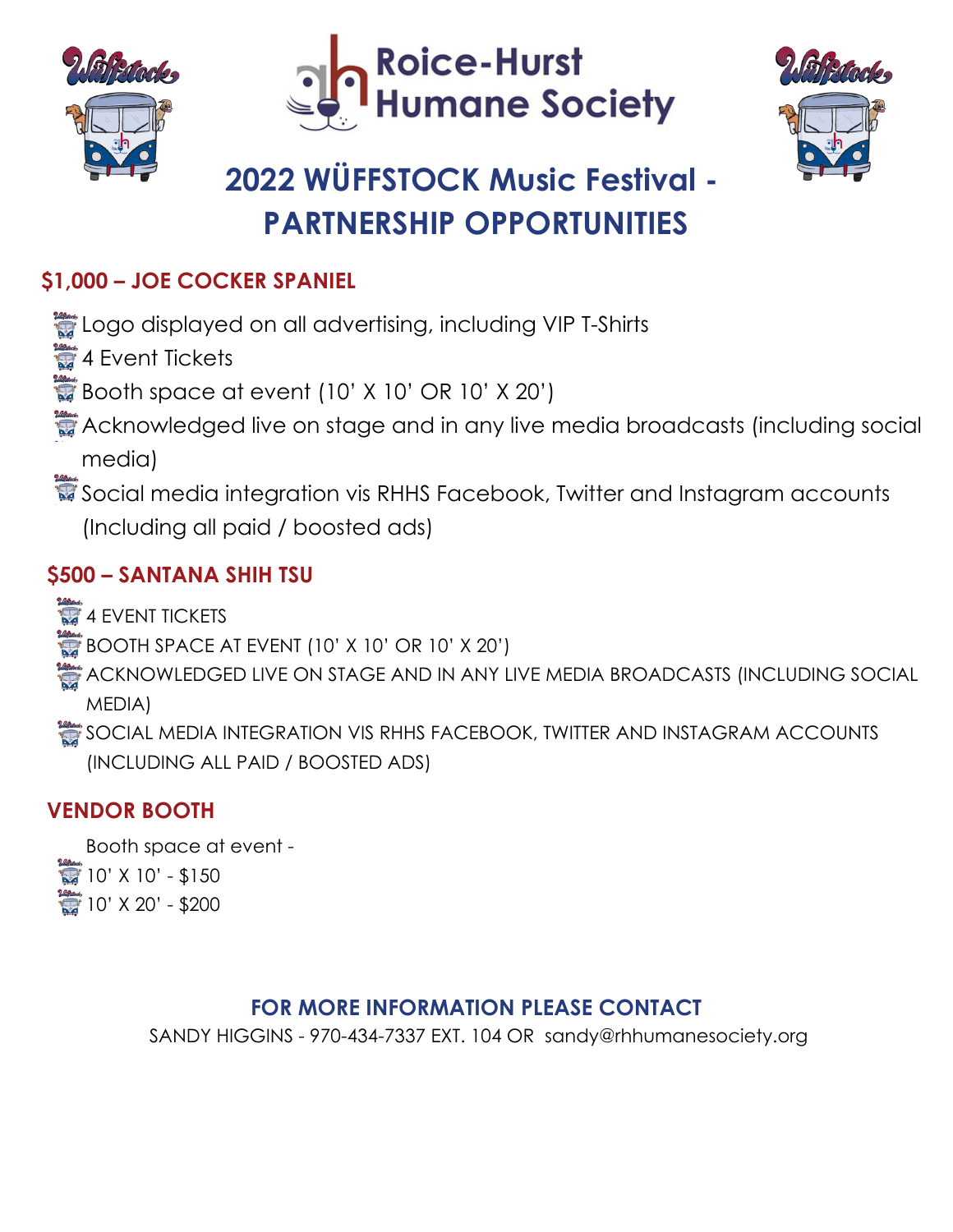Roice-Hurst Humane Society

# 2022 WÜFFSTOCK Music Festival - PARTNERSHIP OPPORTUNITIES

## $1,000 – JOE COCKER SPANIEL

- Logo displayed on all advertising, including VIP T-Shirts
- 4 Event Tickets
- Booth space at event (10' X 10' OR 10' X 20')
- Acknowledged live on stage and in any live media broadcasts (including social media)
- Social media integration vis RHHS Facebook, Twitter and Instagram accounts (Including all paid / boosted ads)

## $500 – SANTANA SHIH TSU

- 4 EVENT TICKETS
- BOOTH SPACE AT EVENT (10' X 10' OR 10' X 20')
- ACKNOWLEDGED LIVE ON STAGE AND IN ANY LIVE MEDIA BROADCASTS (INCLUDING SOCIAL MEDIA)
- SOCIAL MEDIA INTEGRATION VIS RHHS FACEBOOK, TWITTER AND INSTAGRAM ACCOUNTS (INCLUDING ALL PAID / BOOSTED ADS)

## VENDOR BOOTH

Booth space at event -

- 10' X 10' - $150
- 10' X 20' - $200

**FOR MORE INFORMATION PLEASE CONTACT**

SANDY HIGGINS - 970-434-7337 EXT. 104 OR sandy@rhhumanesociety.org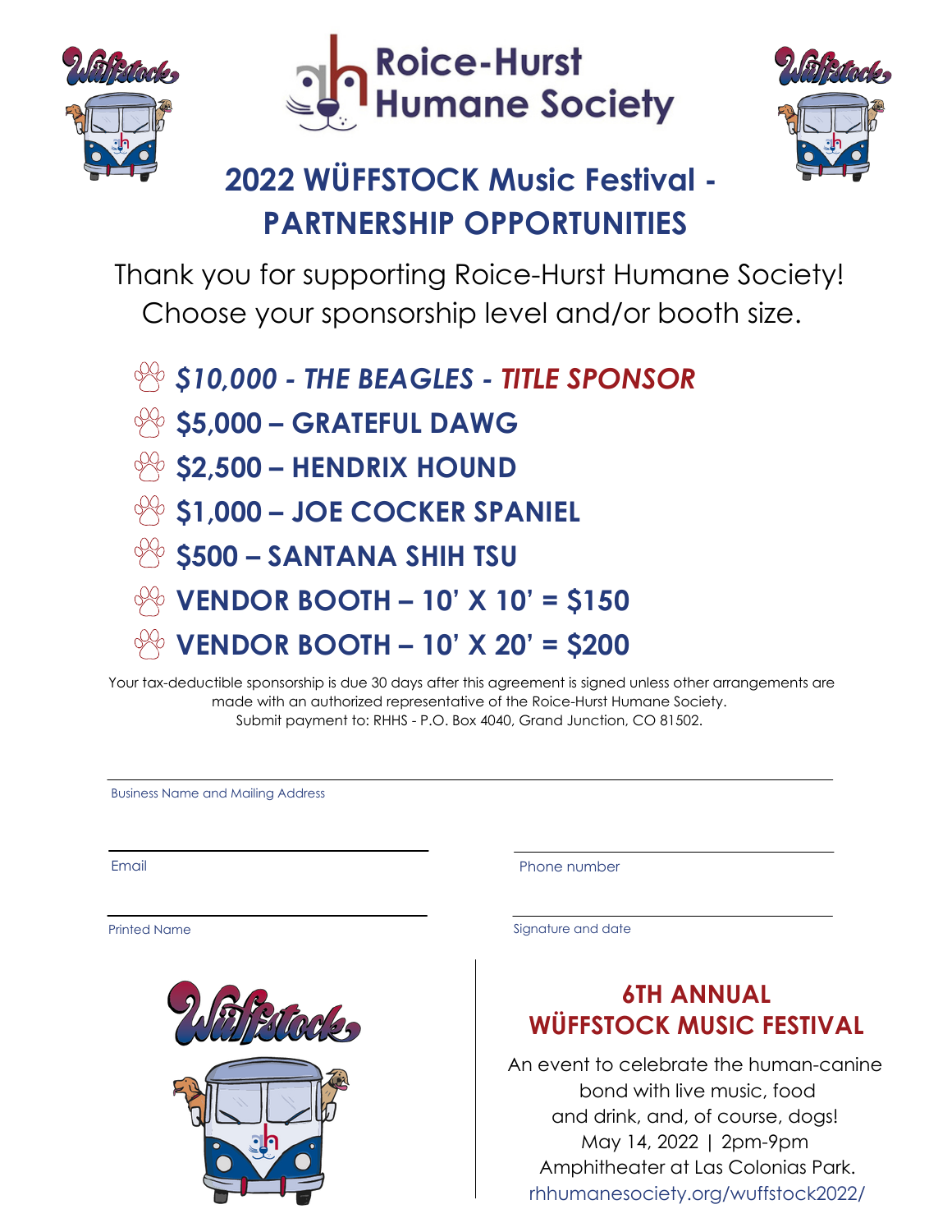# Roice-Hurst Humane Society

## 2022 WÜFFSTOCK Music Festival - PARTNERSHIP OPPORTUNITIES

Thank you for supporting Roice-Hurst Humane Society!
Choose your sponsorship level and/or booth size.

- ***$10,000 - THE BEAGLES - TITLE SPONSOR***
- **$5,000 – GRATEFUL DAWG**
- **$2,500 – HENDRIX HOUND**
- **$1,000 – JOE COCKER SPANIEL**
- **$500 – SANTANA SHIH TSU**
- **VENDOR BOOTH – 10' X 10' = $150**
- **VENDOR BOOTH – 10' X 20' = $200**

Your tax-deductible sponsorship is due 30 days after this agreement is signed unless other arrangements are made with an authorized representative of the Roice-Hurst Humane Society.
Submit payment to: RHHS - P.O. Box 4040, Grand Junction, CO 81502.

Business Name and Mailing Address

Email

Phone number

Printed Name

Signature and date

## 6TH ANNUAL WÜFFSTOCK MUSIC FESTIVAL

An event to celebrate the human-canine bond with live music, food and drink, and, of course, dogs!
May 14, 2022 | 2pm-9pm
Amphitheater at Las Colonias Park.
rhhumanesociety.org/wuffstock2022/